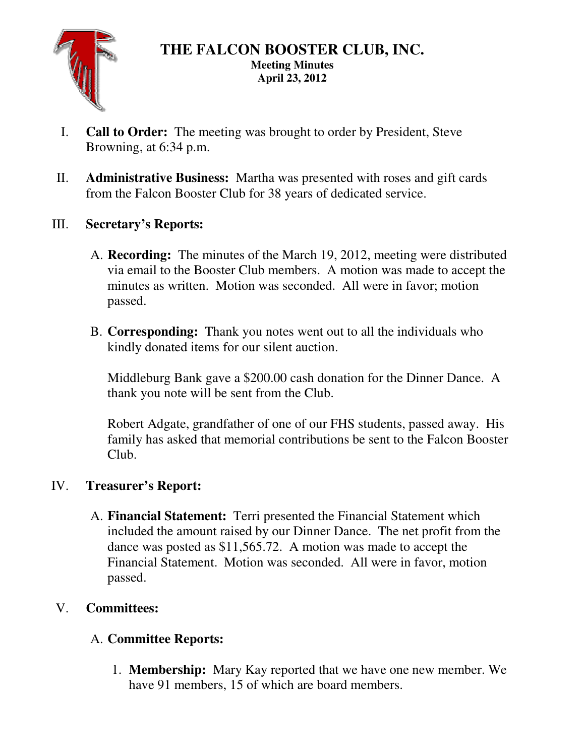# THE FALCON BOOSTER CLUB, INC.

**Meeting Minutes**
**April 23, 2012**

I. **Call to Order:** The meeting was brought to order by President, Steve Browning, at 6:34 p.m.

II. **Administrative Business:** Martha was presented with roses and gift cards from the Falcon Booster Club for 38 years of dedicated service.

III. **Secretary's Reports:**

   A. **Recording:** The minutes of the March 19, 2012, meeting were distributed via email to the Booster Club members. A motion was made to accept the minutes as written. Motion was seconded. All were in favor; motion passed.

   B. **Corresponding:** Thank you notes went out to all the individuals who kindly donated items for our silent auction.

   Middleburg Bank gave a $200.00 cash donation for the Dinner Dance. A thank you note will be sent from the Club.

   Robert Adgate, grandfather of one of our FHS students, passed away. His family has asked that memorial contributions be sent to the Falcon Booster Club.

IV. **Treasurer's Report:**

   A. **Financial Statement:** Terri presented the Financial Statement which included the amount raised by our Dinner Dance. The net profit from the dance was posted as $11,565.72. A motion was made to accept the Financial Statement. Motion was seconded. All were in favor, motion passed.

V. **Committees:**

   A. **Committee Reports:**

      1. **Membership:** Mary Kay reported that we have one new member. We have 91 members, 15 of which are board members.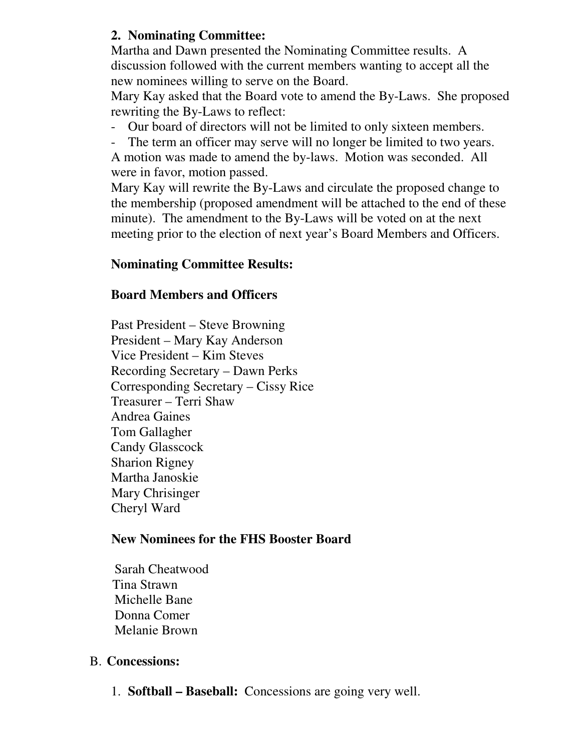**2. Nominating Committee:**
Martha and Dawn presented the Nominating Committee results. A discussion followed with the current members wanting to accept all the new nominees willing to serve on the Board.
Mary Kay asked that the Board vote to amend the By-Laws. She proposed rewriting the By-Laws to reflect:

- Our board of directors will not be limited to only sixteen members.
- The term an officer may serve will no longer be limited to two years.

A motion was made to amend the by-laws. Motion was seconded. All were in favor, motion passed.
Mary Kay will rewrite the By-Laws and circulate the proposed change to the membership (proposed amendment will be attached to the end of these minute). The amendment to the By-Laws will be voted on at the next meeting prior to the election of next year's Board Members and Officers.

**Nominating Committee Results:**

**Board Members and Officers**

Past President – Steve Browning
President – Mary Kay Anderson
Vice President – Kim Steves
Recording Secretary – Dawn Perks
Corresponding Secretary – Cissy Rice
Treasurer – Terri Shaw
Andrea Gaines
Tom Gallagher
Candy Glasscock
Sharion Rigney
Martha Janoskie
Mary Chrisinger
Cheryl Ward

**New Nominees for the FHS Booster Board**

Sarah Cheatwood
Tina Strawn
Michelle Bane
Donna Comer
Melanie Brown

B. **Concessions:**

1. **Softball – Baseball:** Concessions are going very well.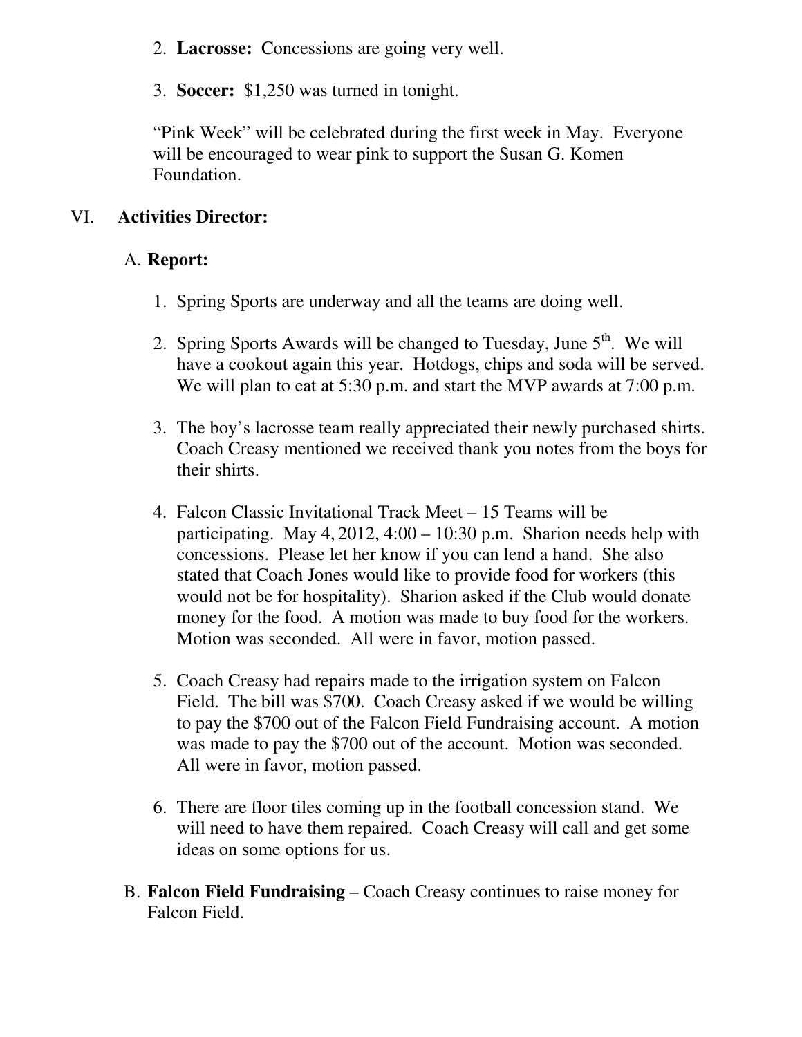2. **Lacrosse:** Concessions are going very well.

3. **Soccer:** $1,250 was turned in tonight.

"Pink Week" will be celebrated during the first week in May. Everyone will be encouraged to wear pink to support the Susan G. Komen Foundation.

## VI. Activities Director:

### A. Report:

1. Spring Sports are underway and all the teams are doing well.

2. Spring Sports Awards will be changed to Tuesday, June 5th. We will have a cookout again this year. Hotdogs, chips and soda will be served. We will plan to eat at 5:30 p.m. and start the MVP awards at 7:00 p.m.

3. The boy's lacrosse team really appreciated their newly purchased shirts. Coach Creasy mentioned we received thank you notes from the boys for their shirts.

4. Falcon Classic Invitational Track Meet – 15 Teams will be participating. May 4, 2012, 4:00 – 10:30 p.m. Sharion needs help with concessions. Please let her know if you can lend a hand. She also stated that Coach Jones would like to provide food for workers (this would not be for hospitality). Sharion asked if the Club would donate money for the food. A motion was made to buy food for the workers. Motion was seconded. All were in favor, motion passed.

5. Coach Creasy had repairs made to the irrigation system on Falcon Field. The bill was $700. Coach Creasy asked if we would be willing to pay the $700 out of the Falcon Field Fundraising account. A motion was made to pay the $700 out of the account. Motion was seconded. All were in favor, motion passed.

6. There are floor tiles coming up in the football concession stand. We will need to have them repaired. Coach Creasy will call and get some ideas on some options for us.

### B. **Falcon Field Fundraising** – Coach Creasy continues to raise money for Falcon Field.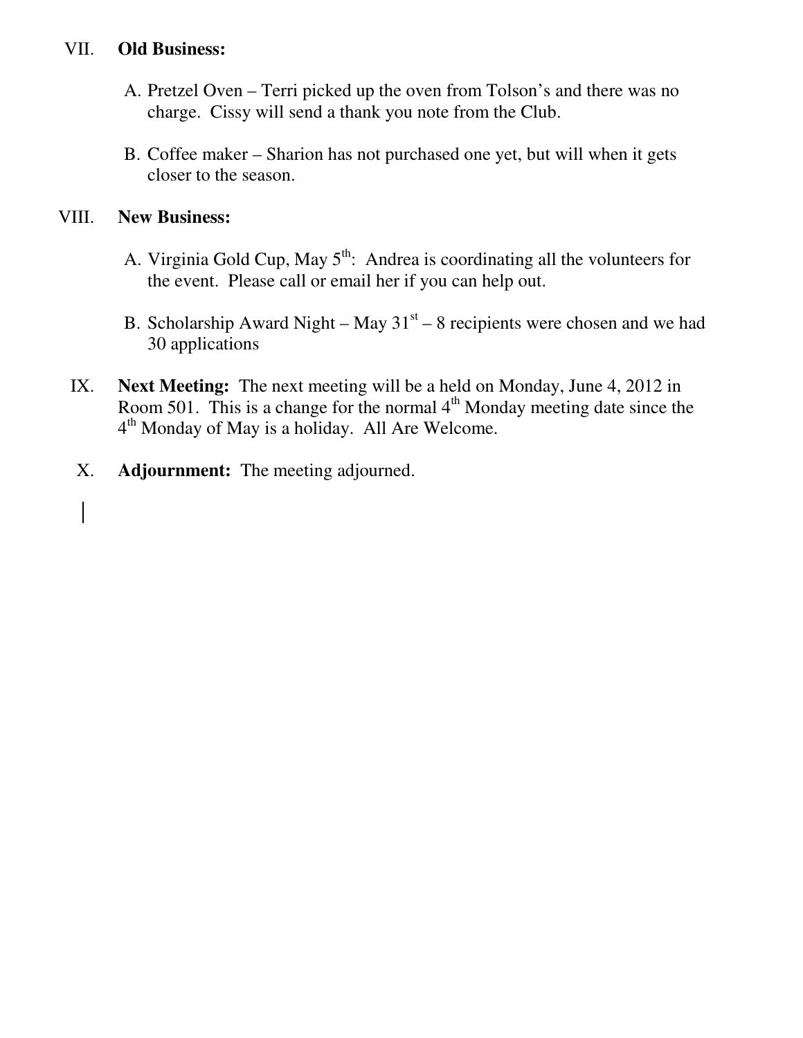VII. **Old Business:**

A. Pretzel Oven – Terri picked up the oven from Tolson's and there was no charge. Cissy will send a thank you note from the Club.

B. Coffee maker – Sharion has not purchased one yet, but will when it gets closer to the season.

VIII. **New Business:**

A. Virginia Gold Cup, May 5th: Andrea is coordinating all the volunteers for the event. Please call or email her if you can help out.

B. Scholarship Award Night – May 31st – 8 recipients were chosen and we had 30 applications

IX. **Next Meeting:** The next meeting will be a held on Monday, June 4, 2012 in Room 501. This is a change for the normal 4th Monday meeting date since the 4th Monday of May is a holiday. All Are Welcome.

X. **Adjournment:** The meeting adjourned.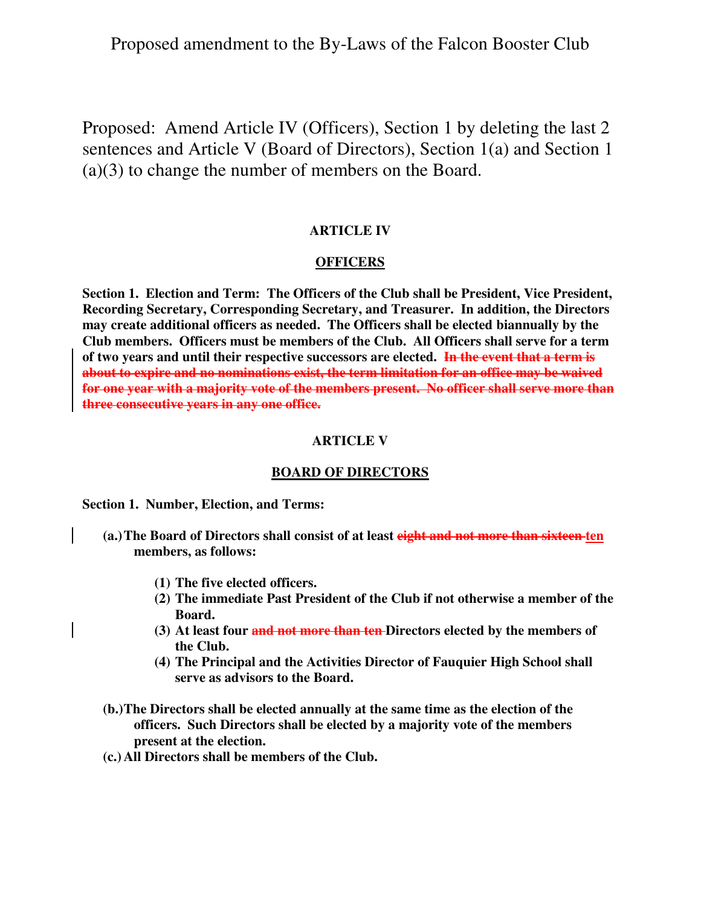Proposed amendment to the By-Laws of the Falcon Booster Club

Proposed: Amend Article IV (Officers), Section 1 by deleting the last 2 sentences and Article V (Board of Directors), Section 1(a) and Section 1 (a)(3) to change the number of members on the Board.

## ARTICLE IV

## OFFICERS

**Section 1. Election and Term: The Officers of the Club shall be President, Vice President, Recording Secretary, Corresponding Secretary, and Treasurer. In addition, the Directors may create additional officers as needed. The Officers shall be elected biannually by the Club members. Officers must be members of the Club. All Officers shall serve for a term of two years and until their respective successors are elected. ~~In the event that a term is about to expire and no nominations exist, the term limitation for an office may be waived for one year with a majority vote of the members present. No officer shall serve more than three consecutive years in any one office.~~**

## ARTICLE V

## BOARD OF DIRECTORS

**Section 1. Number, Election, and Terms:**

**(a.) The Board of Directors shall consist of at least ~~eight and not more than sixteen~~ <u>ten</u> members, as follows:**

- **(1) The five elected officers.**
- **(2) The immediate Past President of the Club if not otherwise a member of the Board.**
- **(3) At least four ~~and not more than ten~~ Directors elected by the members of the Club.**
- **(4) The Principal and the Activities Director of Fauquier High School shall serve as advisors to the Board.**

**(b.) The Directors shall be elected annually at the same time as the election of the officers. Such Directors shall be elected by a majority vote of the members present at the election.**

**(c.) All Directors shall be members of the Club.**